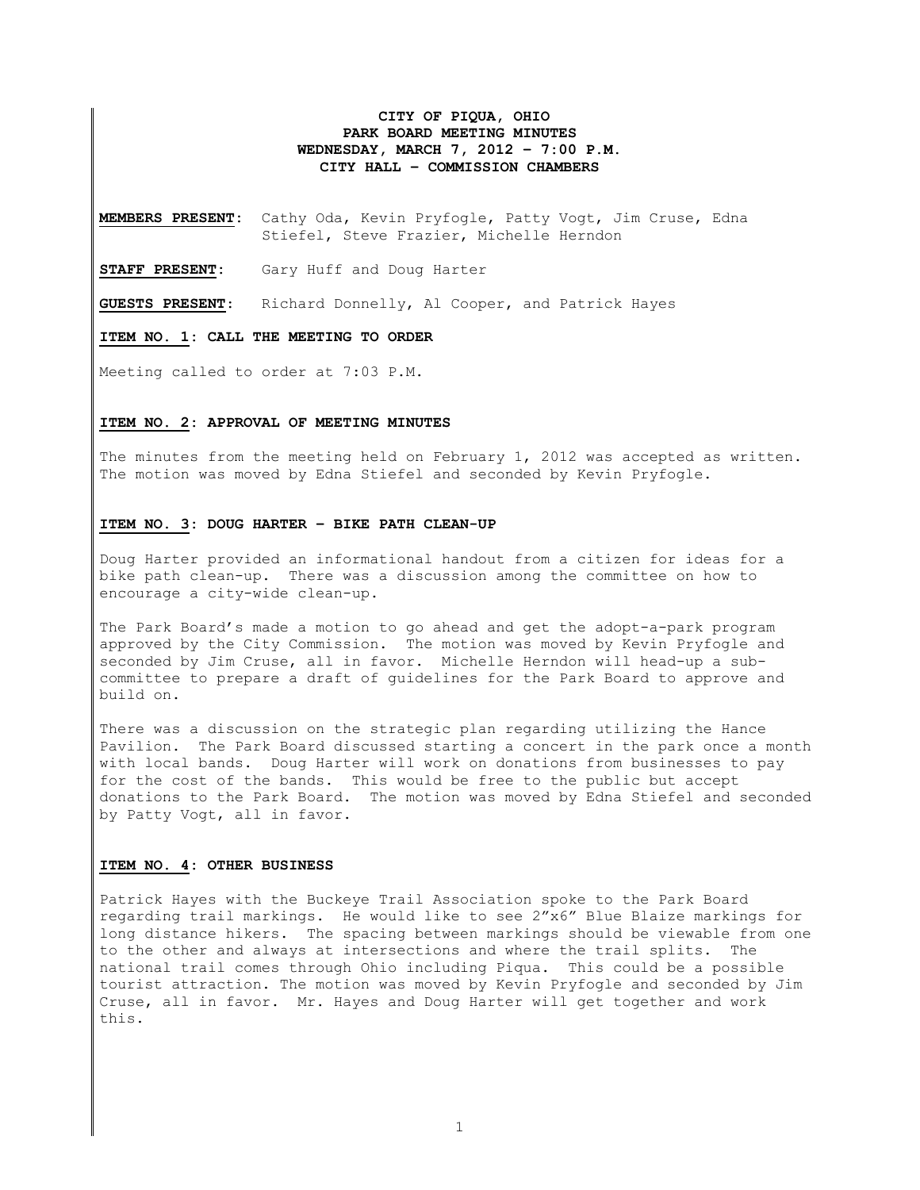**CITY OF PIQUA, OHIO**
**PARK BOARD MEETING MINUTES**
**WEDNESDAY, MARCH 7, 2012 – 7:00 P.M.**
**CITY HALL – COMMISSION CHAMBERS**

**MEMBERS PRESENT:** Cathy Oda, Kevin Pryfogle, Patty Vogt, Jim Cruse, Edna Stiefel, Steve Frazier, Michelle Herndon

**STAFF PRESENT:** Gary Huff and Doug Harter

**GUESTS PRESENT:** Richard Donnelly, Al Cooper, and Patrick Hayes

**ITEM NO. 1: CALL THE MEETING TO ORDER**

Meeting called to order at 7:03 P.M.

**ITEM NO. 2: APPROVAL OF MEETING MINUTES**

The minutes from the meeting held on February 1, 2012 was accepted as written. The motion was moved by Edna Stiefel and seconded by Kevin Pryfogle.

**ITEM NO. 3: DOUG HARTER – BIKE PATH CLEAN-UP**

Doug Harter provided an informational handout from a citizen for ideas for a bike path clean-up. There was a discussion among the committee on how to encourage a city-wide clean-up.

The Park Board's made a motion to go ahead and get the adopt-a-park program approved by the City Commission. The motion was moved by Kevin Pryfogle and seconded by Jim Cruse, all in favor. Michelle Herndon will head-up a sub-committee to prepare a draft of guidelines for the Park Board to approve and build on.

There was a discussion on the strategic plan regarding utilizing the Hance Pavilion. The Park Board discussed starting a concert in the park once a month with local bands. Doug Harter will work on donations from businesses to pay for the cost of the bands. This would be free to the public but accept donations to the Park Board. The motion was moved by Edna Stiefel and seconded by Patty Vogt, all in favor.

**ITEM NO. 4: OTHER BUSINESS**

Patrick Hayes with the Buckeye Trail Association spoke to the Park Board regarding trail markings. He would like to see 2"x6" Blue Blaize markings for long distance hikers. The spacing between markings should be viewable from one to the other and always at intersections and where the trail splits. The national trail comes through Ohio including Piqua. This could be a possible tourist attraction. The motion was moved by Kevin Pryfogle and seconded by Jim Cruse, all in favor. Mr. Hayes and Doug Harter will get together and work this.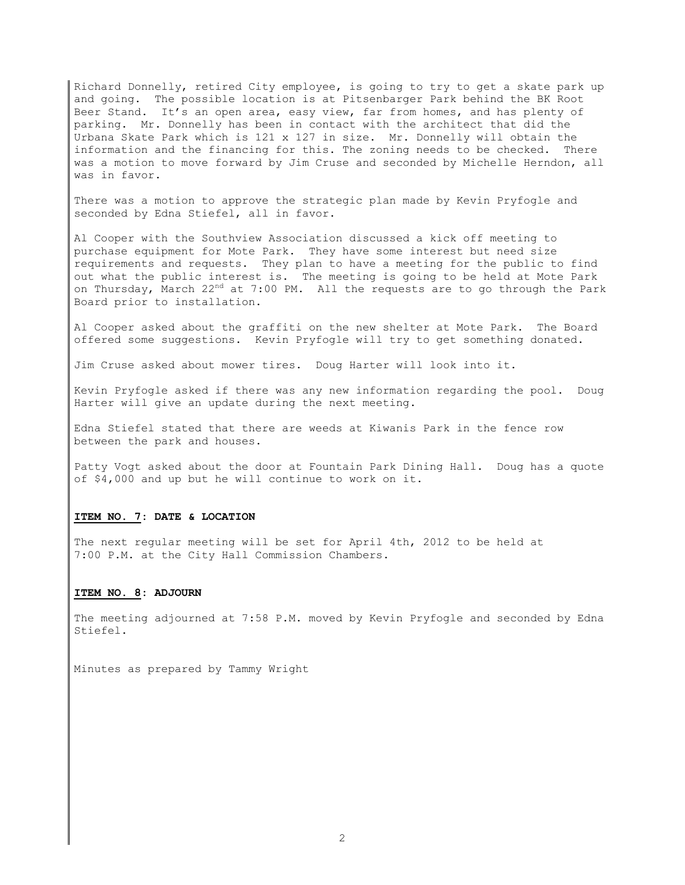Richard Donnelly, retired City employee, is going to try to get a skate park up and going. The possible location is at Pitsenbarger Park behind the BK Root Beer Stand. It's an open area, easy view, far from homes, and has plenty of parking. Mr. Donnelly has been in contact with the architect that did the Urbana Skate Park which is 121 x 127 in size. Mr. Donnelly will obtain the information and the financing for this. The zoning needs to be checked. There was a motion to move forward by Jim Cruse and seconded by Michelle Herndon, all was in favor.

There was a motion to approve the strategic plan made by Kevin Pryfogle and seconded by Edna Stiefel, all in favor.

Al Cooper with the Southview Association discussed a kick off meeting to purchase equipment for Mote Park. They have some interest but need size requirements and requests. They plan to have a meeting for the public to find out what the public interest is. The meeting is going to be held at Mote Park on Thursday, March 22nd at 7:00 PM. All the requests are to go through the Park Board prior to installation.

Al Cooper asked about the graffiti on the new shelter at Mote Park. The Board offered some suggestions. Kevin Pryfogle will try to get something donated.

Jim Cruse asked about mower tires. Doug Harter will look into it.

Kevin Pryfogle asked if there was any new information regarding the pool. Doug Harter will give an update during the next meeting.

Edna Stiefel stated that there are weeds at Kiwanis Park in the fence row between the park and houses.

Patty Vogt asked about the door at Fountain Park Dining Hall. Doug has a quote of $4,000 and up but he will continue to work on it.

**ITEM NO. 7: DATE & LOCATION**

The next regular meeting will be set for April 4th, 2012 to be held at 7:00 P.M. at the City Hall Commission Chambers.

**ITEM NO. 8: ADJOURN**

The meeting adjourned at 7:58 P.M. moved by Kevin Pryfogle and seconded by Edna Stiefel.

Minutes as prepared by Tammy Wright